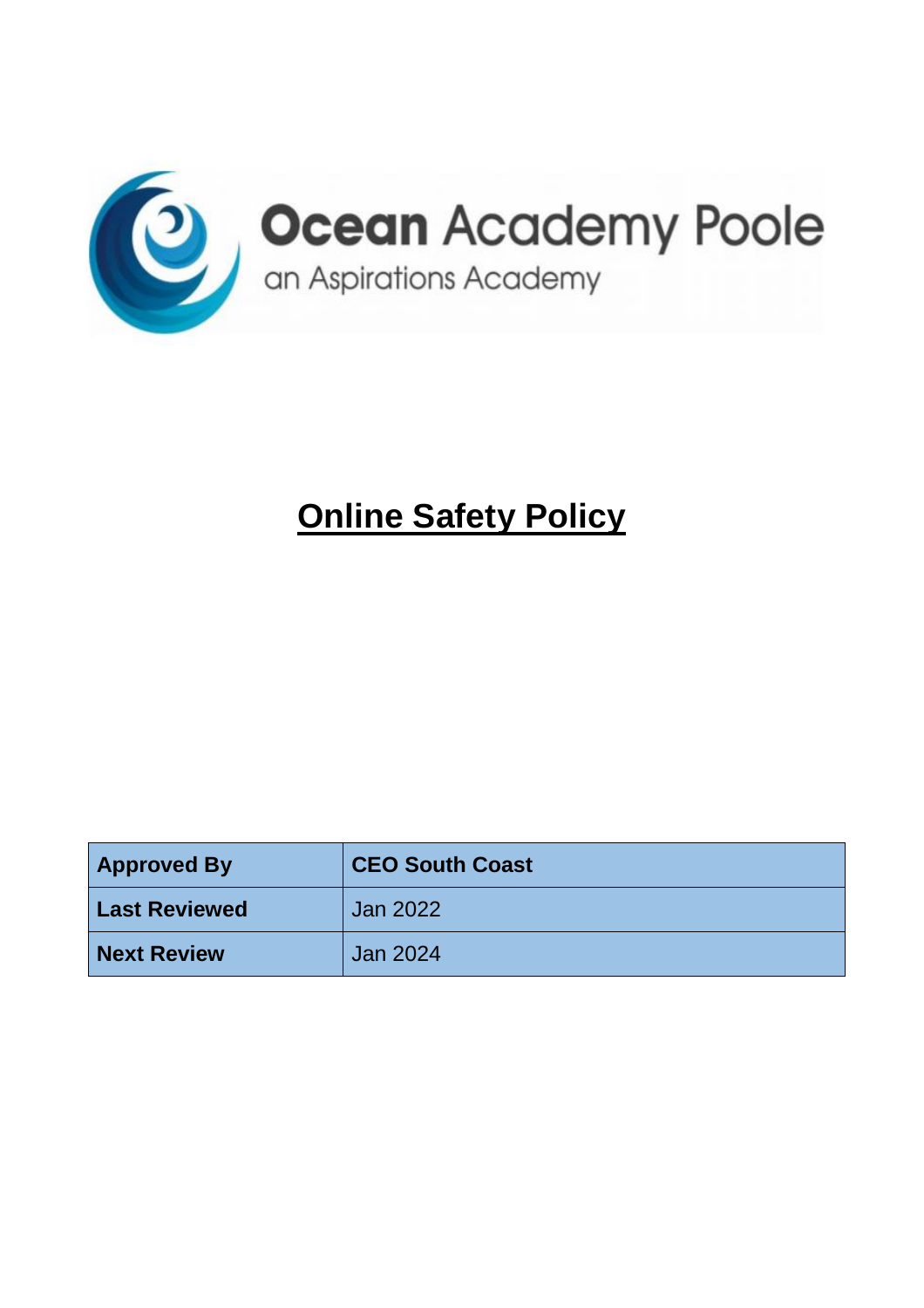Ocean Academy Poole

an Aspirations Academy

# Online Safety Policy

| Approved By | CEO South Coast |
|---|---|
| Last Reviewed | Jan 2022 |
| Next Review | Jan 2024 |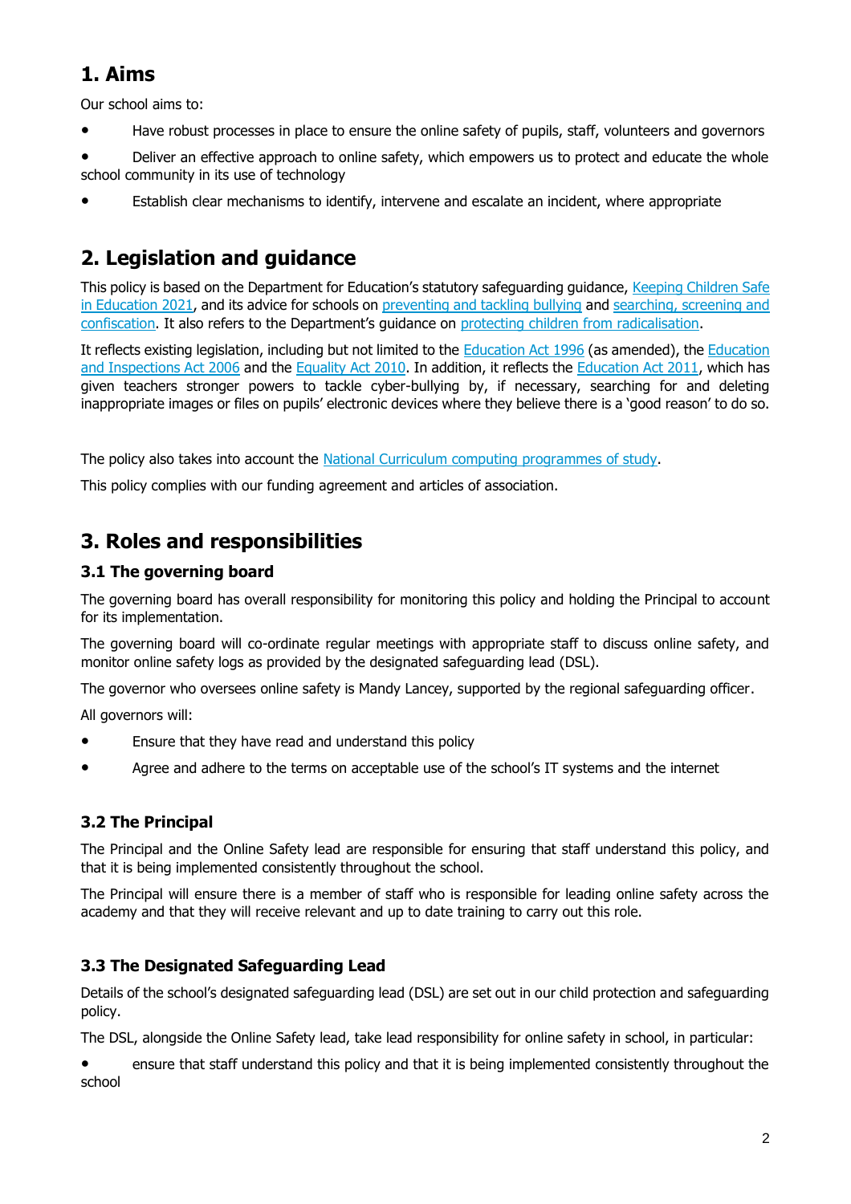## 1. Aims

Our school aims to:

- Have robust processes in place to ensure the online safety of pupils, staff, volunteers and governors
- Deliver an effective approach to online safety, which empowers us to protect and educate the whole school community in its use of technology
- Establish clear mechanisms to identify, intervene and escalate an incident, where appropriate

## 2. Legislation and guidance

This policy is based on the Department for Education's statutory safeguarding guidance, Keeping Children Safe in Education 2021, and its advice for schools on preventing and tackling bullying and searching, screening and confiscation. It also refers to the Department's guidance on protecting children from radicalisation.

It reflects existing legislation, including but not limited to the Education Act 1996 (as amended), the Education and Inspections Act 2006 and the Equality Act 2010. In addition, it reflects the Education Act 2011, which has given teachers stronger powers to tackle cyber-bullying by, if necessary, searching for and deleting inappropriate images or files on pupils' electronic devices where they believe there is a 'good reason' to do so.

The policy also takes into account the National Curriculum computing programmes of study.

This policy complies with our funding agreement and articles of association.

## 3. Roles and responsibilities

### 3.1 The governing board

The governing board has overall responsibility for monitoring this policy and holding the Principal to account for its implementation.

The governing board will co-ordinate regular meetings with appropriate staff to discuss online safety, and monitor online safety logs as provided by the designated safeguarding lead (DSL).

The governor who oversees online safety is Mandy Lancey, supported by the regional safeguarding officer.

All governors will:

- Ensure that they have read and understand this policy
- Agree and adhere to the terms on acceptable use of the school's IT systems and the internet

### 3.2 The Principal

The Principal and the Online Safety lead are responsible for ensuring that staff understand this policy, and that it is being implemented consistently throughout the school.

The Principal will ensure there is a member of staff who is responsible for leading online safety across the academy and that they will receive relevant and up to date training to carry out this role.

### 3.3 The Designated Safeguarding Lead

Details of the school's designated safeguarding lead (DSL) are set out in our child protection and safeguarding policy.

The DSL, alongside the Online Safety lead, take lead responsibility for online safety in school, in particular:

- ensure that staff understand this policy and that it is being implemented consistently throughout the school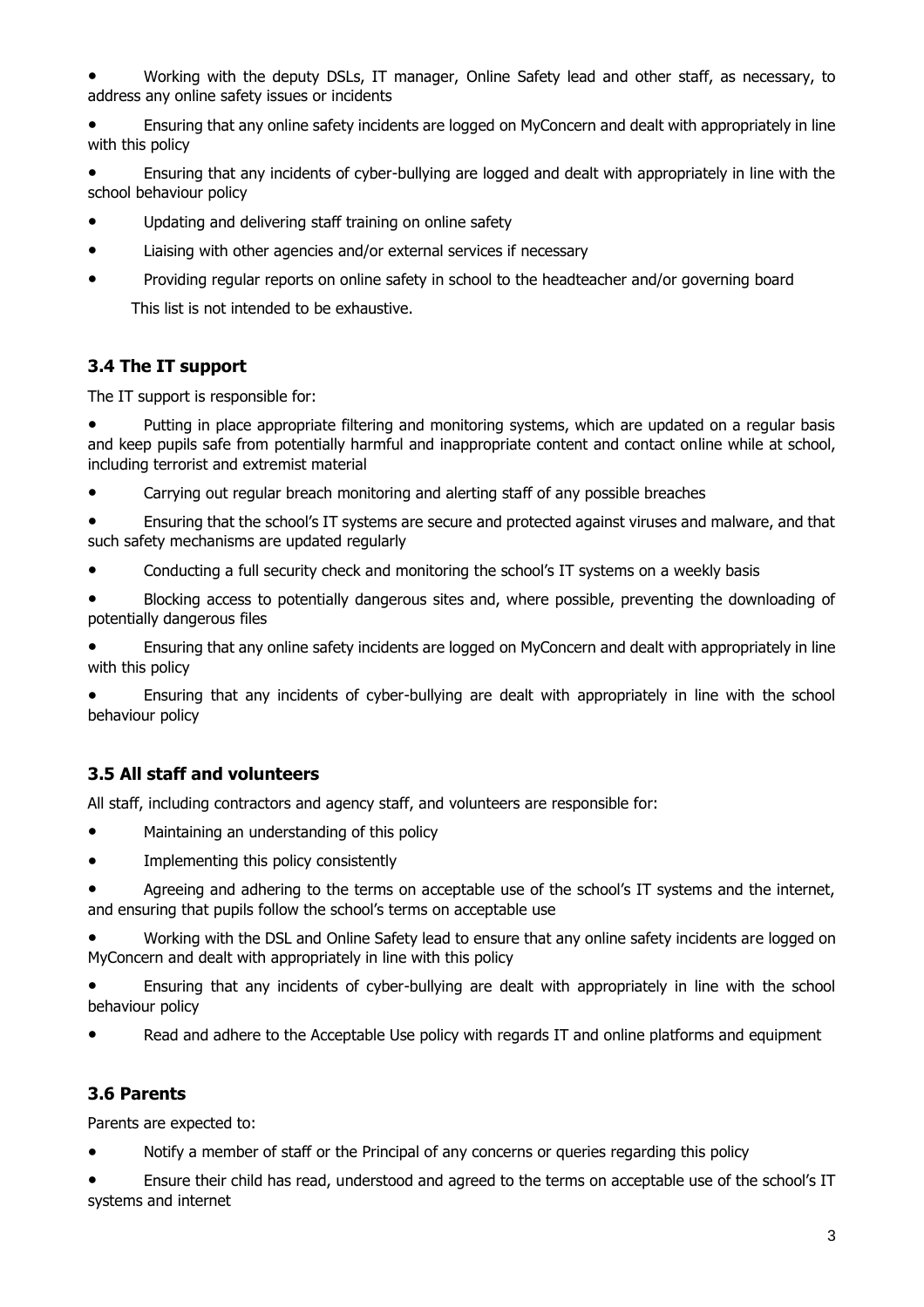- Working with the deputy DSLs, IT manager, Online Safety lead and other staff, as necessary, to address any online safety issues or incidents
- Ensuring that any online safety incidents are logged on MyConcern and dealt with appropriately in line with this policy
- Ensuring that any incidents of cyber-bullying are logged and dealt with appropriately in line with the school behaviour policy
- Updating and delivering staff training on online safety
- Liaising with other agencies and/or external services if necessary
- Providing regular reports on online safety in school to the headteacher and/or governing board

This list is not intended to be exhaustive.

### 3.4 The IT support

The IT support is responsible for:

- Putting in place appropriate filtering and monitoring systems, which are updated on a regular basis and keep pupils safe from potentially harmful and inappropriate content and contact online while at school, including terrorist and extremist material
- Carrying out regular breach monitoring and alerting staff of any possible breaches
- Ensuring that the school's IT systems are secure and protected against viruses and malware, and that such safety mechanisms are updated regularly
- Conducting a full security check and monitoring the school's IT systems on a weekly basis
- Blocking access to potentially dangerous sites and, where possible, preventing the downloading of potentially dangerous files
- Ensuring that any online safety incidents are logged on MyConcern and dealt with appropriately in line with this policy
- Ensuring that any incidents of cyber-bullying are dealt with appropriately in line with the school behaviour policy

### 3.5 All staff and volunteers

All staff, including contractors and agency staff, and volunteers are responsible for:

- Maintaining an understanding of this policy
- Implementing this policy consistently
- Agreeing and adhering to the terms on acceptable use of the school's IT systems and the internet, and ensuring that pupils follow the school's terms on acceptable use
- Working with the DSL and Online Safety lead to ensure that any online safety incidents are logged on MyConcern and dealt with appropriately in line with this policy
- Ensuring that any incidents of cyber-bullying are dealt with appropriately in line with the school behaviour policy
- Read and adhere to the Acceptable Use policy with regards IT and online platforms and equipment

### 3.6 Parents

Parents are expected to:

- Notify a member of staff or the Principal of any concerns or queries regarding this policy
- Ensure their child has read, understood and agreed to the terms on acceptable use of the school's IT systems and internet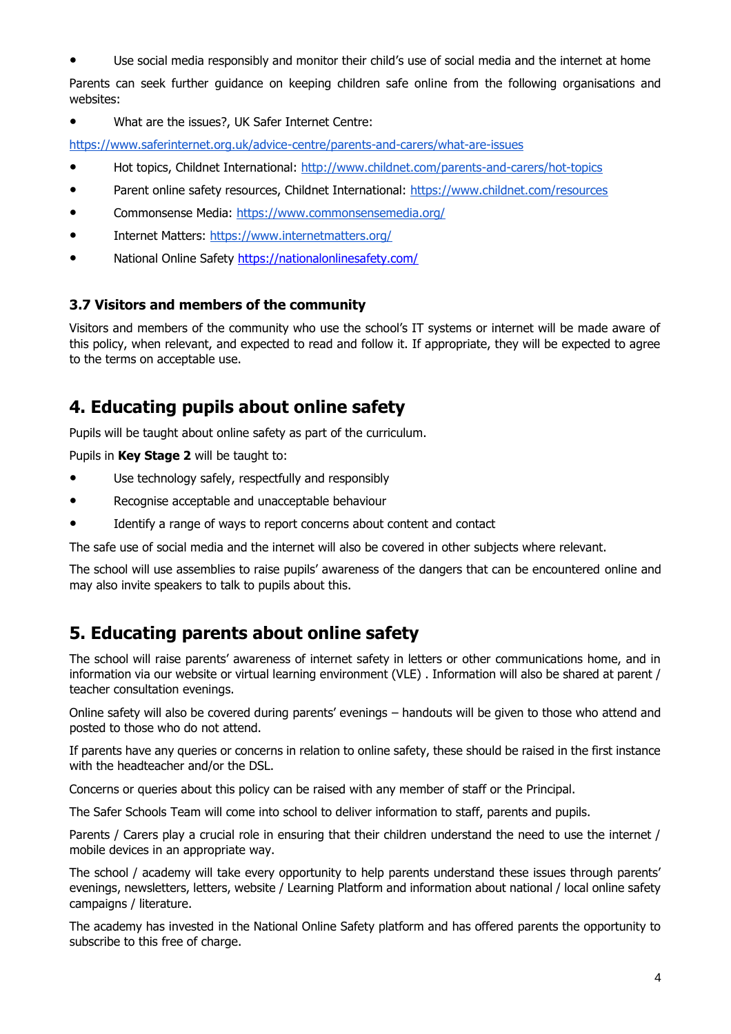- Use social media responsibly and monitor their child's use of social media and the internet at home

Parents can seek further guidance on keeping children safe online from the following organisations and websites:

- What are the issues?, UK Safer Internet Centre:

https://www.saferinternet.org.uk/advice-centre/parents-and-carers/what-are-issues

- Hot topics, Childnet International: http://www.childnet.com/parents-and-carers/hot-topics
- Parent online safety resources, Childnet International: https://www.childnet.com/resources
- Commonsense Media: https://www.commonsensemedia.org/
- Internet Matters: https://www.internetmatters.org/
- National Online Safety https://nationalonlinesafety.com/

### 3.7 Visitors and members of the community

Visitors and members of the community who use the school's IT systems or internet will be made aware of this policy, when relevant, and expected to read and follow it. If appropriate, they will be expected to agree to the terms on acceptable use.

## 4. Educating pupils about online safety

Pupils will be taught about online safety as part of the curriculum.

Pupils in **Key Stage 2** will be taught to:

- Use technology safely, respectfully and responsibly
- Recognise acceptable and unacceptable behaviour
- Identify a range of ways to report concerns about content and contact

The safe use of social media and the internet will also be covered in other subjects where relevant.

The school will use assemblies to raise pupils' awareness of the dangers that can be encountered online and may also invite speakers to talk to pupils about this.

## 5. Educating parents about online safety

The school will raise parents' awareness of internet safety in letters or other communications home, and in information via our website or virtual learning environment (VLE) . Information will also be shared at parent / teacher consultation evenings.

Online safety will also be covered during parents' evenings – handouts will be given to those who attend and posted to those who do not attend.

If parents have any queries or concerns in relation to online safety, these should be raised in the first instance with the headteacher and/or the DSL.

Concerns or queries about this policy can be raised with any member of staff or the Principal.

The Safer Schools Team will come into school to deliver information to staff, parents and pupils.

Parents / Carers play a crucial role in ensuring that their children understand the need to use the internet / mobile devices in an appropriate way.

The school / academy will take every opportunity to help parents understand these issues through parents' evenings, newsletters, letters, website / Learning Platform and information about national / local online safety campaigns / literature.

The academy has invested in the National Online Safety platform and has offered parents the opportunity to subscribe to this free of charge.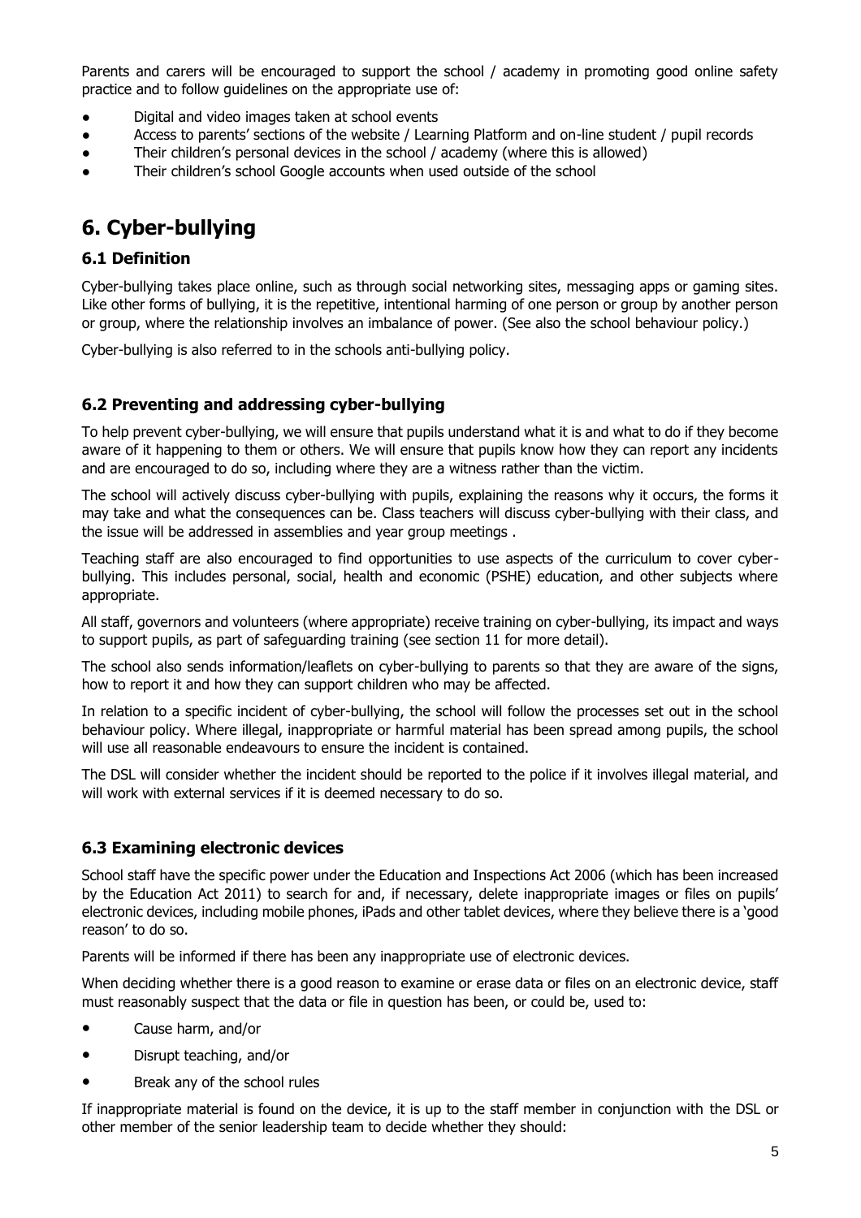Parents and carers will be encouraged to support the school / academy in promoting good online safety practice and to follow guidelines on the appropriate use of:

- Digital and video images taken at school events
- Access to parents' sections of the website / Learning Platform and on-line student / pupil records
- Their children's personal devices in the school / academy (where this is allowed)
- Their children's school Google accounts when used outside of the school

# 6. Cyber-bullying

### 6.1 Definition

Cyber-bullying takes place online, such as through social networking sites, messaging apps or gaming sites. Like other forms of bullying, it is the repetitive, intentional harming of one person or group by another person or group, where the relationship involves an imbalance of power. (See also the school behaviour policy.)

Cyber-bullying is also referred to in the schools anti-bullying policy.

### 6.2 Preventing and addressing cyber-bullying

To help prevent cyber-bullying, we will ensure that pupils understand what it is and what to do if they become aware of it happening to them or others. We will ensure that pupils know how they can report any incidents and are encouraged to do so, including where they are a witness rather than the victim.

The school will actively discuss cyber-bullying with pupils, explaining the reasons why it occurs, the forms it may take and what the consequences can be. Class teachers will discuss cyber-bullying with their class, and the issue will be addressed in assemblies and year group meetings .

Teaching staff are also encouraged to find opportunities to use aspects of the curriculum to cover cyber-bullying. This includes personal, social, health and economic (PSHE) education, and other subjects where appropriate.

All staff, governors and volunteers (where appropriate) receive training on cyber-bullying, its impact and ways to support pupils, as part of safeguarding training (see section 11 for more detail).

The school also sends information/leaflets on cyber-bullying to parents so that they are aware of the signs, how to report it and how they can support children who may be affected.

In relation to a specific incident of cyber-bullying, the school will follow the processes set out in the school behaviour policy. Where illegal, inappropriate or harmful material has been spread among pupils, the school will use all reasonable endeavours to ensure the incident is contained.

The DSL will consider whether the incident should be reported to the police if it involves illegal material, and will work with external services if it is deemed necessary to do so.

### 6.3 Examining electronic devices

School staff have the specific power under the Education and Inspections Act 2006 (which has been increased by the Education Act 2011) to search for and, if necessary, delete inappropriate images or files on pupils' electronic devices, including mobile phones, iPads and other tablet devices, where they believe there is a 'good reason' to do so.

Parents will be informed if there has been any inappropriate use of electronic devices.

When deciding whether there is a good reason to examine or erase data or files on an electronic device, staff must reasonably suspect that the data or file in question has been, or could be, used to:

- Cause harm, and/or
- Disrupt teaching, and/or
- Break any of the school rules

If inappropriate material is found on the device, it is up to the staff member in conjunction with the DSL or other member of the senior leadership team to decide whether they should: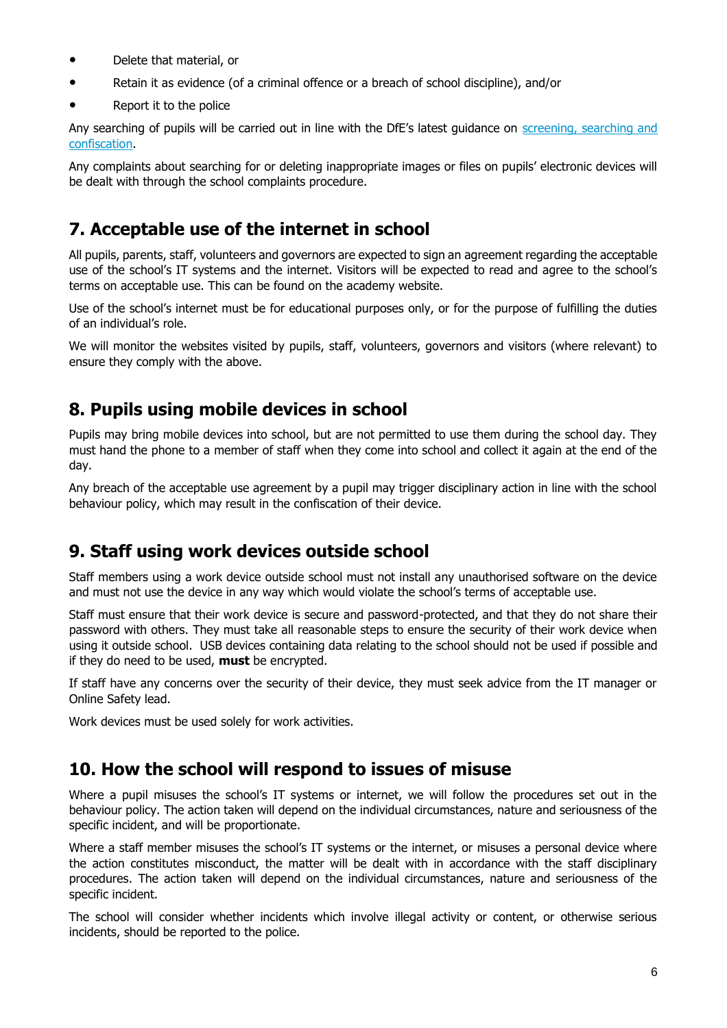- Delete that material, or
- Retain it as evidence (of a criminal offence or a breach of school discipline), and/or
- Report it to the police

Any searching of pupils will be carried out in line with the DfE's latest guidance on [screening, searching and confiscation](screening, searching and confiscation).

Any complaints about searching for or deleting inappropriate images or files on pupils' electronic devices will be dealt with through the school complaints procedure.

## 7. Acceptable use of the internet in school

All pupils, parents, staff, volunteers and governors are expected to sign an agreement regarding the acceptable use of the school's IT systems and the internet. Visitors will be expected to read and agree to the school's terms on acceptable use. This can be found on the academy website.

Use of the school's internet must be for educational purposes only, or for the purpose of fulfilling the duties of an individual's role.

We will monitor the websites visited by pupils, staff, volunteers, governors and visitors (where relevant) to ensure they comply with the above.

## 8. Pupils using mobile devices in school

Pupils may bring mobile devices into school, but are not permitted to use them during the school day. They must hand the phone to a member of staff when they come into school and collect it again at the end of the day.

Any breach of the acceptable use agreement by a pupil may trigger disciplinary action in line with the school behaviour policy, which may result in the confiscation of their device.

## 9. Staff using work devices outside school

Staff members using a work device outside school must not install any unauthorised software on the device and must not use the device in any way which would violate the school's terms of acceptable use.

Staff must ensure that their work device is secure and password-protected, and that they do not share their password with others. They must take all reasonable steps to ensure the security of their work device when using it outside school. USB devices containing data relating to the school should not be used if possible and if they do need to be used, **must** be encrypted.

If staff have any concerns over the security of their device, they must seek advice from the IT manager or Online Safety lead.

Work devices must be used solely for work activities.

## 10. How the school will respond to issues of misuse

Where a pupil misuses the school's IT systems or internet, we will follow the procedures set out in the behaviour policy. The action taken will depend on the individual circumstances, nature and seriousness of the specific incident, and will be proportionate.

Where a staff member misuses the school's IT systems or the internet, or misuses a personal device where the action constitutes misconduct, the matter will be dealt with in accordance with the staff disciplinary procedures. The action taken will depend on the individual circumstances, nature and seriousness of the specific incident.

The school will consider whether incidents which involve illegal activity or content, or otherwise serious incidents, should be reported to the police.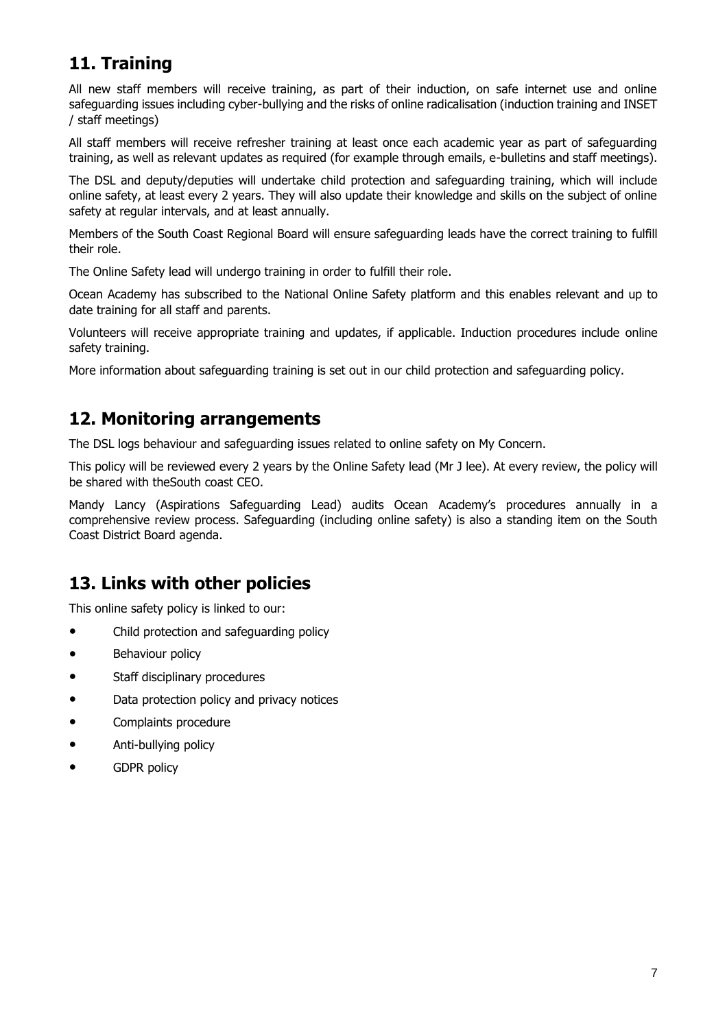## 11. Training

All new staff members will receive training, as part of their induction, on safe internet use and online safeguarding issues including cyber-bullying and the risks of online radicalisation (induction training and INSET / staff meetings)

All staff members will receive refresher training at least once each academic year as part of safeguarding training, as well as relevant updates as required (for example through emails, e-bulletins and staff meetings).

The DSL and deputy/deputies will undertake child protection and safeguarding training, which will include online safety, at least every 2 years. They will also update their knowledge and skills on the subject of online safety at regular intervals, and at least annually.

Members of the South Coast Regional Board will ensure safeguarding leads have the correct training to fulfill their role.

The Online Safety lead will undergo training in order to fulfill their role.

Ocean Academy has subscribed to the National Online Safety platform and this enables relevant and up to date training for all staff and parents.

Volunteers will receive appropriate training and updates, if applicable. Induction procedures include online safety training.

More information about safeguarding training is set out in our child protection and safeguarding policy.

## 12. Monitoring arrangements

The DSL logs behaviour and safeguarding issues related to online safety on My Concern.

This policy will be reviewed every 2 years by the Online Safety lead (Mr J lee). At every review, the policy will be shared with theSouth coast CEO.

Mandy Lancy (Aspirations Safeguarding Lead) audits Ocean Academy's procedures annually in a comprehensive review process. Safeguarding (including online safety) is also a standing item on the South Coast District Board agenda.

## 13. Links with other policies

This online safety policy is linked to our:

- Child protection and safeguarding policy
- Behaviour policy
- Staff disciplinary procedures
- Data protection policy and privacy notices
- Complaints procedure
- Anti-bullying policy
- GDPR policy